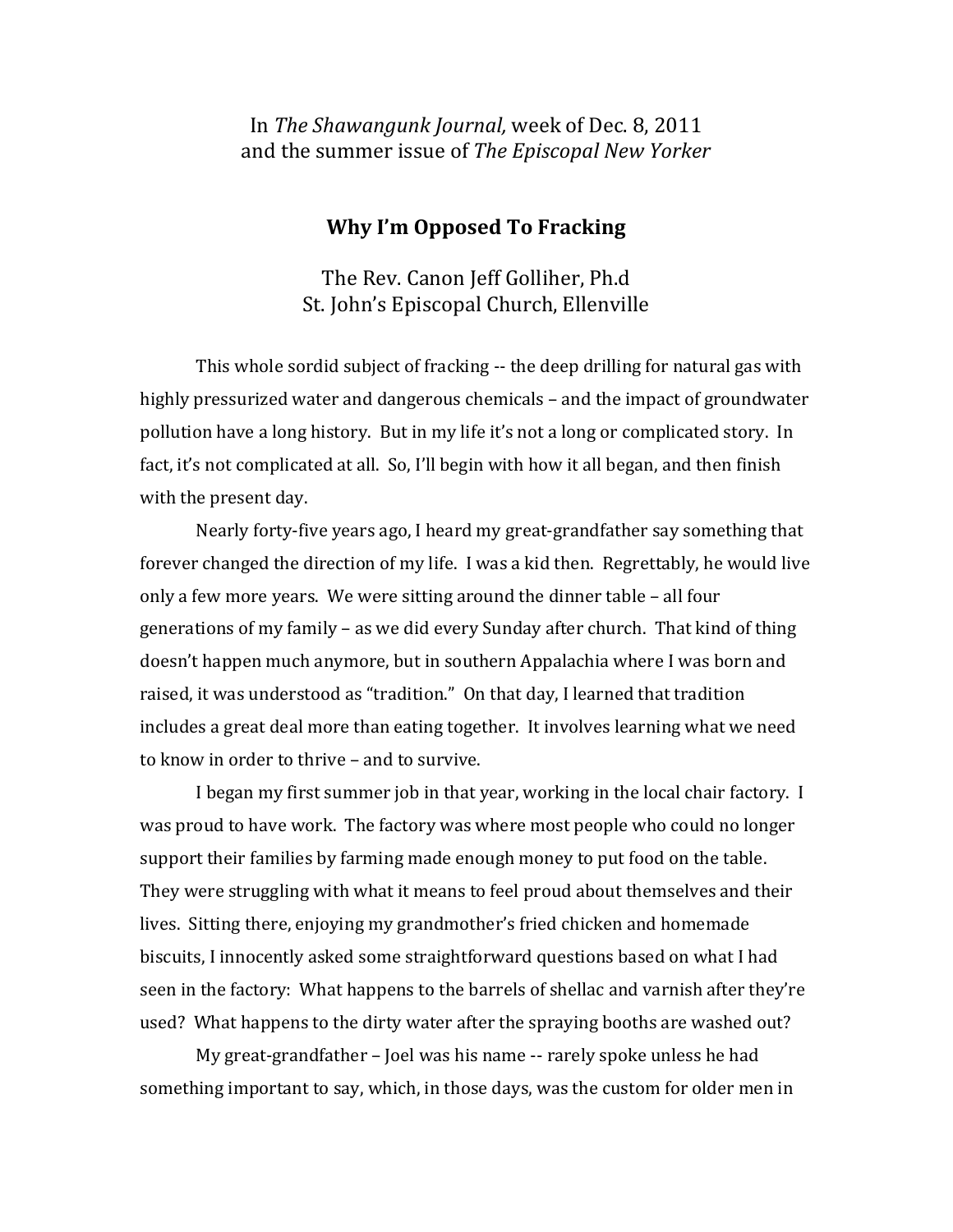In *The Shawangunk Journal,* week of Dec. 8, 2011
and the summer issue of *The Episcopal New Yorker*

# Why I'm Opposed To Fracking

The Rev. Canon Jeff Golliher, Ph.d
St. John's Episcopal Church, Ellenville

This whole sordid subject of fracking -- the deep drilling for natural gas with highly pressurized water and dangerous chemicals – and the impact of groundwater pollution have a long history. But in my life it's not a long or complicated story. In fact, it's not complicated at all. So, I'll begin with how it all began, and then finish with the present day.

Nearly forty-five years ago, I heard my great-grandfather say something that forever changed the direction of my life. I was a kid then. Regrettably, he would live only a few more years. We were sitting around the dinner table – all four generations of my family – as we did every Sunday after church. That kind of thing doesn't happen much anymore, but in southern Appalachia where I was born and raised, it was understood as "tradition." On that day, I learned that tradition includes a great deal more than eating together. It involves learning what we need to know in order to thrive – and to survive.

I began my first summer job in that year, working in the local chair factory. I was proud to have work. The factory was where most people who could no longer support their families by farming made enough money to put food on the table. They were struggling with what it means to feel proud about themselves and their lives. Sitting there, enjoying my grandmother's fried chicken and homemade biscuits, I innocently asked some straightforward questions based on what I had seen in the factory: What happens to the barrels of shellac and varnish after they're used? What happens to the dirty water after the spraying booths are washed out?

My great-grandfather – Joel was his name -- rarely spoke unless he had something important to say, which, in those days, was the custom for older men in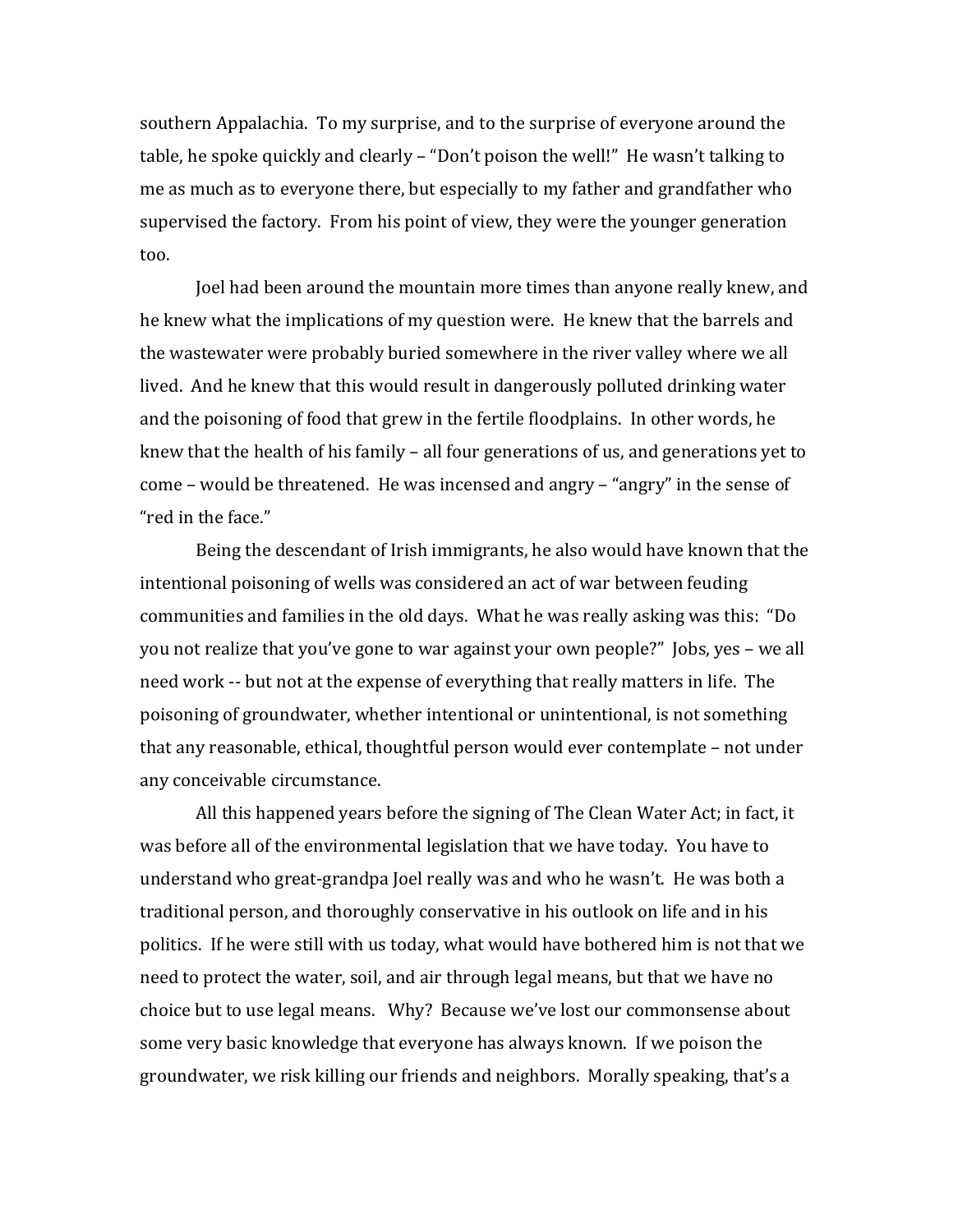southern Appalachia. To my surprise, and to the surprise of everyone around the table, he spoke quickly and clearly – "Don't poison the well!" He wasn't talking to me as much as to everyone there, but especially to my father and grandfather who supervised the factory. From his point of view, they were the younger generation too.

Joel had been around the mountain more times than anyone really knew, and he knew what the implications of my question were. He knew that the barrels and the wastewater were probably buried somewhere in the river valley where we all lived. And he knew that this would result in dangerously polluted drinking water and the poisoning of food that grew in the fertile floodplains. In other words, he knew that the health of his family – all four generations of us, and generations yet to come – would be threatened. He was incensed and angry – "angry" in the sense of "red in the face."

Being the descendant of Irish immigrants, he also would have known that the intentional poisoning of wells was considered an act of war between feuding communities and families in the old days. What he was really asking was this: "Do you not realize that you've gone to war against your own people?" Jobs, yes – we all need work -- but not at the expense of everything that really matters in life. The poisoning of groundwater, whether intentional or unintentional, is not something that any reasonable, ethical, thoughtful person would ever contemplate – not under any conceivable circumstance.

All this happened years before the signing of The Clean Water Act; in fact, it was before all of the environmental legislation that we have today. You have to understand who great-grandpa Joel really was and who he wasn't. He was both a traditional person, and thoroughly conservative in his outlook on life and in his politics. If he were still with us today, what would have bothered him is not that we need to protect the water, soil, and air through legal means, but that we have no choice but to use legal means. Why? Because we've lost our commonsense about some very basic knowledge that everyone has always known. If we poison the groundwater, we risk killing our friends and neighbors. Morally speaking, that's a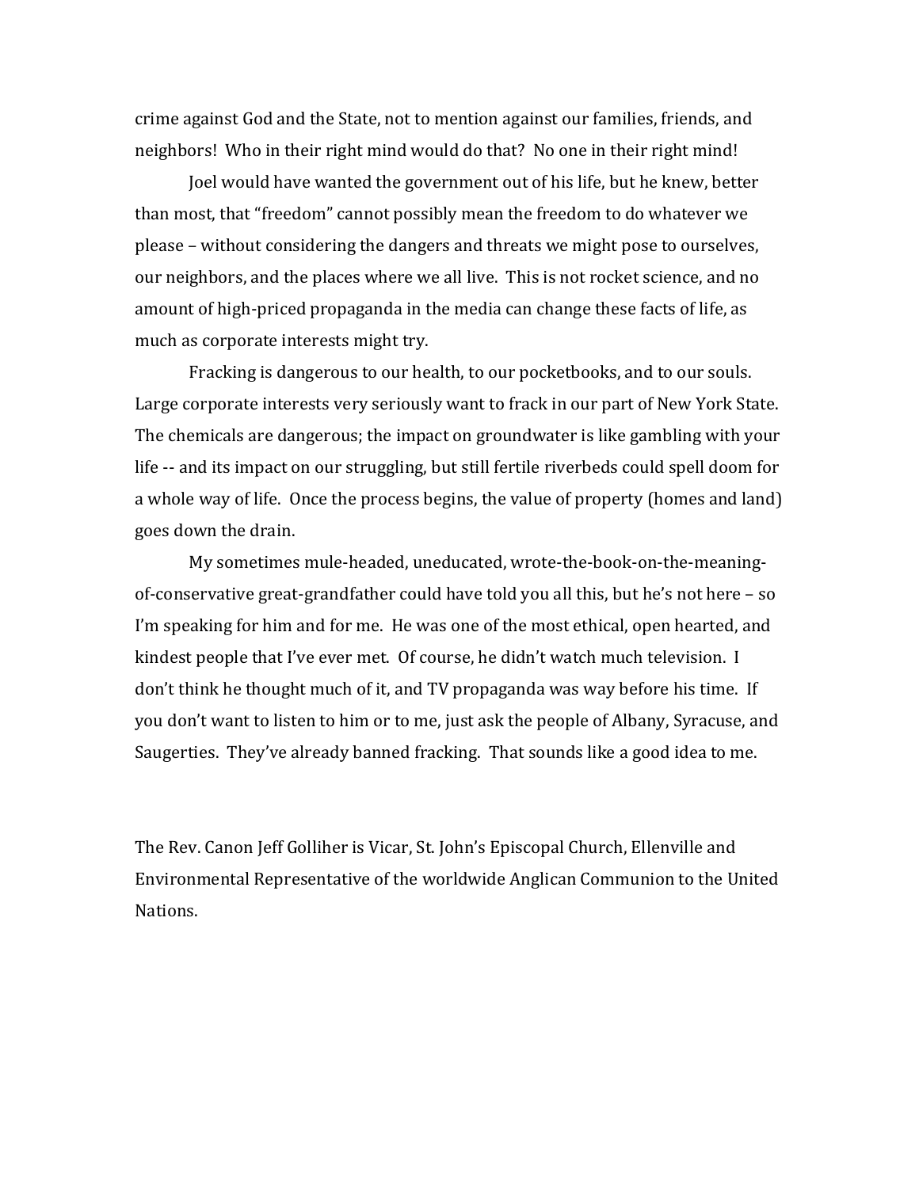crime against God and the State, not to mention against our families, friends, and neighbors! Who in their right mind would do that? No one in their right mind!

Joel would have wanted the government out of his life, but he knew, better than most, that "freedom" cannot possibly mean the freedom to do whatever we please – without considering the dangers and threats we might pose to ourselves, our neighbors, and the places where we all live. This is not rocket science, and no amount of high-priced propaganda in the media can change these facts of life, as much as corporate interests might try.

Fracking is dangerous to our health, to our pocketbooks, and to our souls. Large corporate interests very seriously want to frack in our part of New York State. The chemicals are dangerous; the impact on groundwater is like gambling with your life -- and its impact on our struggling, but still fertile riverbeds could spell doom for a whole way of life. Once the process begins, the value of property (homes and land) goes down the drain.

My sometimes mule-headed, uneducated, wrote-the-book-on-the-meaning-of-conservative great-grandfather could have told you all this, but he's not here – so I'm speaking for him and for me. He was one of the most ethical, open hearted, and kindest people that I've ever met. Of course, he didn't watch much television. I don't think he thought much of it, and TV propaganda was way before his time. If you don't want to listen to him or to me, just ask the people of Albany, Syracuse, and Saugerties. They've already banned fracking. That sounds like a good idea to me.

The Rev. Canon Jeff Golliher is Vicar, St. John's Episcopal Church, Ellenville and Environmental Representative of the worldwide Anglican Communion to the United Nations.